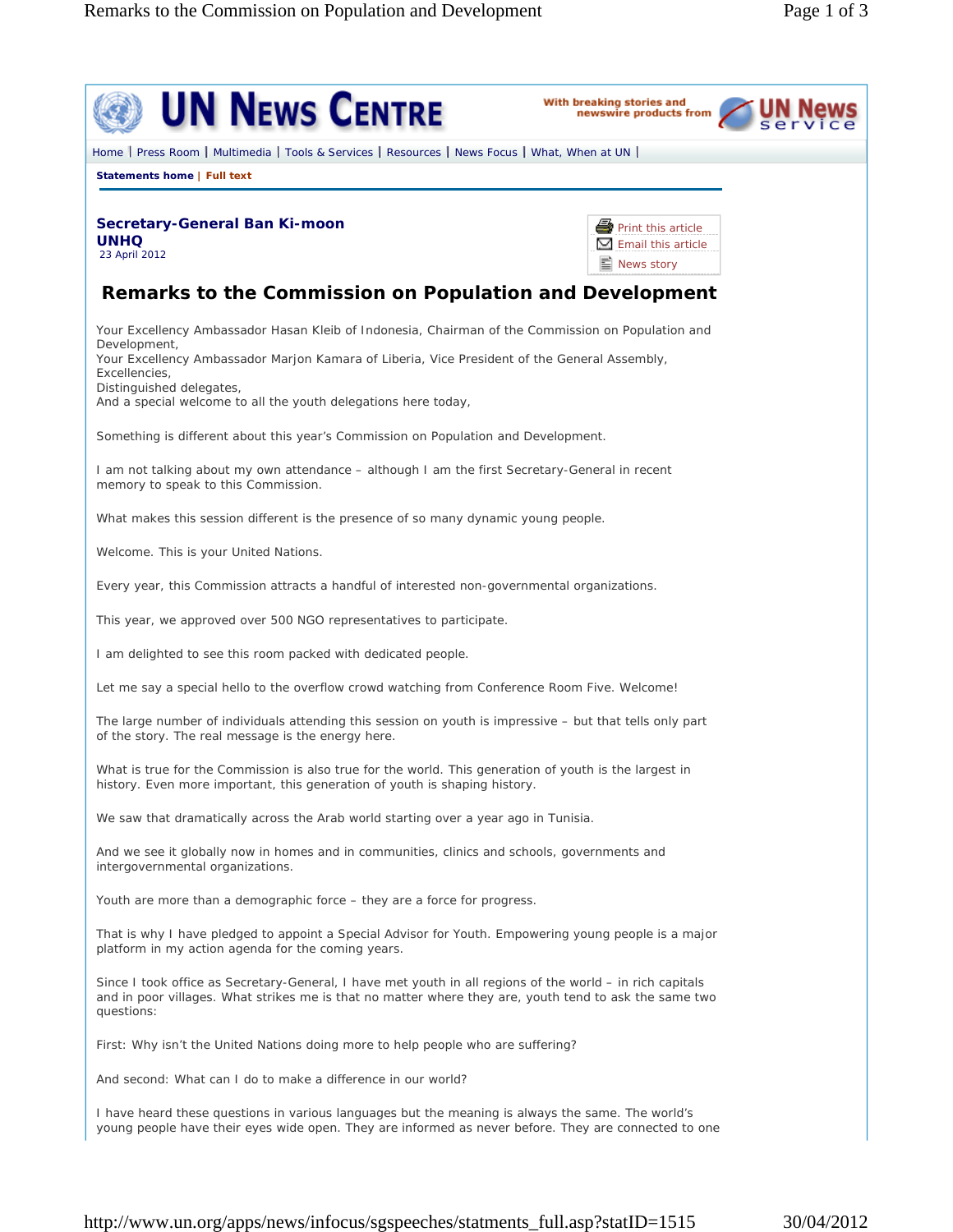Secretary-General Ban Ki-moon
**UNHQ**
23 April 2012

# Remarks to the Commission on Population and Development

Your Excellency Ambassador Hasan Kleib of Indonesia, Chairman of the Commission on Population and Development,
Your Excellency Ambassador Marjon Kamara of Liberia, Vice President of the General Assembly,
Excellencies,
Distinguished delegates,
And a special welcome to all the youth delegations here today,

Something is different about this year's Commission on Population and Development.

I am not talking about my own attendance – although I am the first Secretary-General in recent memory to speak to this Commission.

What makes this session different is the presence of so many dynamic young people.

Welcome. This is your United Nations.

Every year, this Commission attracts a handful of interested non-governmental organizations.

This year, we approved over 500 NGO representatives to participate.

I am delighted to see this room packed with dedicated people.

Let me say a special hello to the overflow crowd watching from Conference Room Five. Welcome!

The large number of individuals attending this session on youth is impressive – but that tells only part of the story. The real message is the energy here.

What is true for the Commission is also true for the world. This generation of youth is the largest in history. Even more important, this generation of youth is shaping history.

We saw that dramatically across the Arab world starting over a year ago in Tunisia.

And we see it globally now in homes and in communities, clinics and schools, governments and intergovernmental organizations.

Youth are more than a demographic force – they are a force for progress.

That is why I have pledged to appoint a Special Advisor for Youth. Empowering young people is a major platform in my action agenda for the coming years.

Since I took office as Secretary-General, I have met youth in all regions of the world – in rich capitals and in poor villages. What strikes me is that no matter where they are, youth tend to ask the same two questions:

First: Why isn't the United Nations doing more to help people who are suffering?

And second: What can I do to make a difference in our world?

I have heard these questions in various languages but the meaning is always the same. The world's young people have their eyes wide open. They are informed as never before. They are connected to one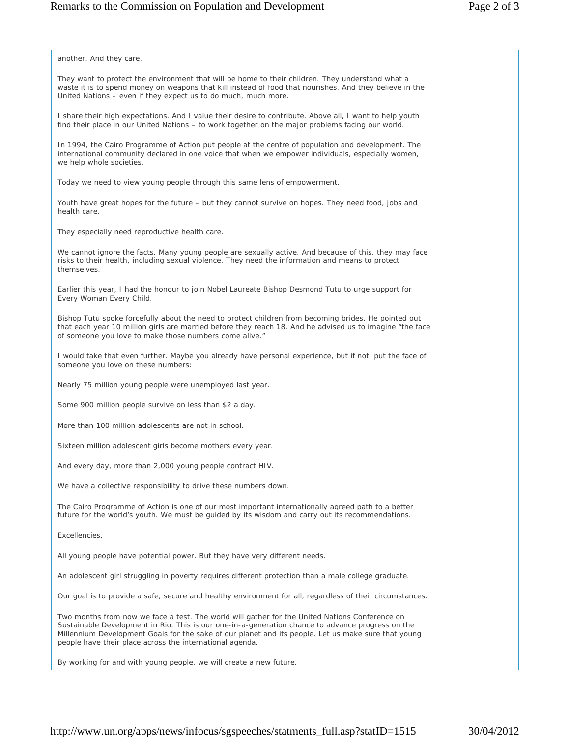another. And they care.

They want to protect the environment that will be home to their children. They understand what a waste it is to spend money on weapons that kill instead of food that nourishes. And they believe in the United Nations – even if they expect us to do much, much more.

I share their high expectations. And I value their desire to contribute. Above all, I want to help youth find their place in our United Nations – to work together on the major problems facing our world.

In 1994, the Cairo Programme of Action put people at the centre of population and development. The international community declared in one voice that when we empower individuals, especially women, we help whole societies.

Today we need to view young people through this same lens of empowerment.

Youth have great hopes for the future – but they cannot survive on hopes. They need food, jobs and health care.

They especially need reproductive health care.

We cannot ignore the facts. Many young people are sexually active. And because of this, they may face risks to their health, including sexual violence. They need the information and means to protect themselves.

Earlier this year, I had the honour to join Nobel Laureate Bishop Desmond Tutu to urge support for Every Woman Every Child.

Bishop Tutu spoke forcefully about the need to protect children from becoming brides. He pointed out that each year 10 million girls are married before they reach 18. And he advised us to imagine "the face of someone you love to make those numbers come alive."

I would take that even further. Maybe you already have personal experience, but if not, put the face of someone you love on these numbers:

Nearly 75 million young people were unemployed last year.

Some 900 million people survive on less than $2 a day.

More than 100 million adolescents are not in school.

Sixteen million adolescent girls become mothers every year.

And every day, more than 2,000 young people contract HIV.

We have a collective responsibility to drive these numbers down.

The Cairo Programme of Action is one of our most important internationally agreed path to a better future for the world's youth. We must be guided by its wisdom and carry out its recommendations.

Excellencies,

All young people have potential power. But they have very different needs.

An adolescent girl struggling in poverty requires different protection than a male college graduate.

Our goal is to provide a safe, secure and healthy environment for all, regardless of their circumstances.

Two months from now we face a test. The world will gather for the United Nations Conference on Sustainable Development in Rio. This is our one-in-a-generation chance to advance progress on the Millennium Development Goals for the sake of our planet and its people. Let us make sure that young people have their place across the international agenda.

By working for and with young people, we will create a new future.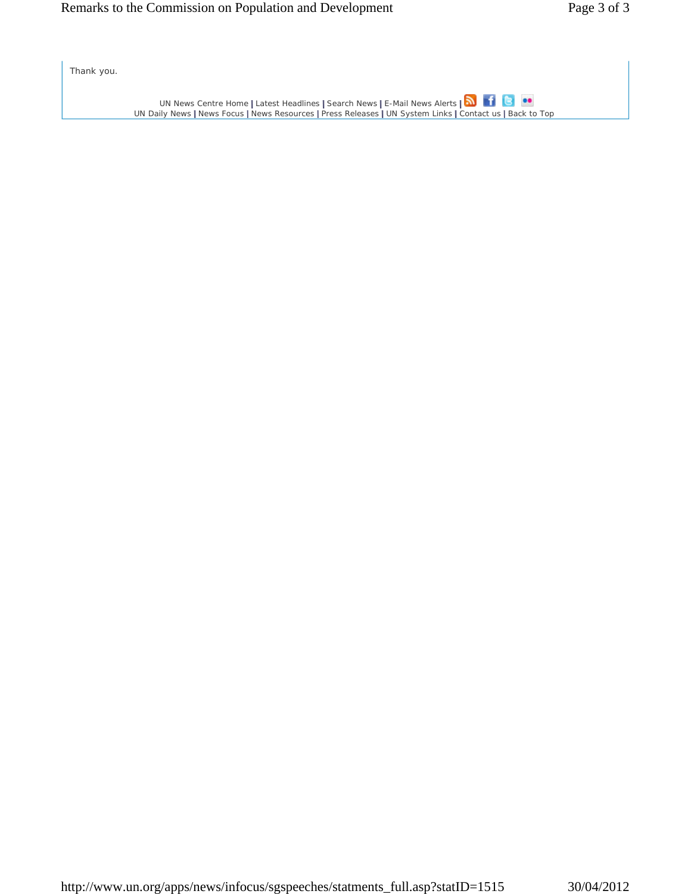Thank you.

UN News Centre Home | Latest Headlines | Search News | E-Mail News Alerts |
UN Daily News | News Focus | News Resources | Press Releases | UN System Links | Contact us | Back to Top